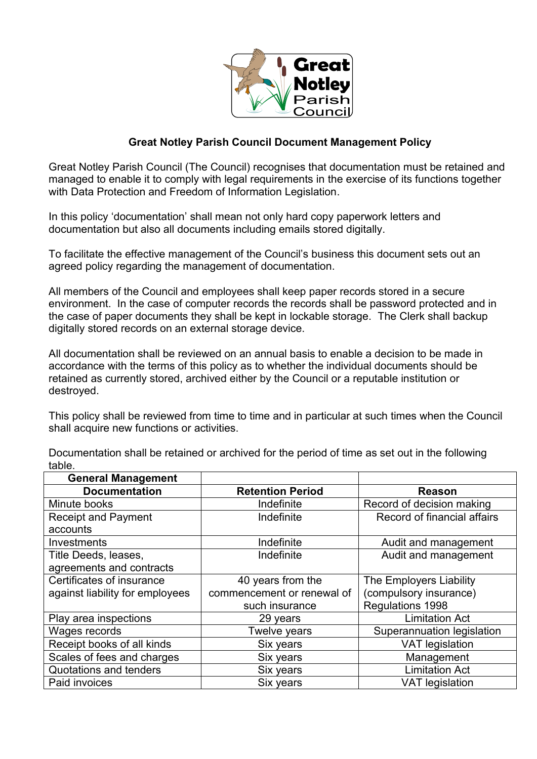# Great Notley Parish Council Document Management Policy

Great Notley Parish Council (The Council) recognises that documentation must be retained and managed to enable it to comply with legal requirements in the exercise of its functions together with Data Protection and Freedom of Information Legislation.

In this policy 'documentation' shall mean not only hard copy paperwork letters and documentation but also all documents including emails stored digitally.

To facilitate the effective management of the Council's business this document sets out an agreed policy regarding the management of documentation.

All members of the Council and employees shall keep paper records stored in a secure environment. In the case of computer records the records shall be password protected and in the case of paper documents they shall be kept in lockable storage. The Clerk shall backup digitally stored records on an external storage device.

All documentation shall be reviewed on an annual basis to enable a decision to be made in accordance with the terms of this policy as to whether the individual documents should be retained as currently stored, archived either by the Council or a reputable institution or destroyed.

This policy shall be reviewed from time to time and in particular at such times when the Council shall acquire new functions or activities.

Documentation shall be retained or archived for the period of time as set out in the following table.

| **General Management** | | |
|---|---|---|
| **Documentation** | **Retention Period** | **Reason** |
| Minute books | Indefinite | Record of decision making |
| Receipt and Payment accounts | Indefinite | Record of financial affairs |
| Investments | Indefinite | Audit and management |
| Title Deeds, leases, agreements and contracts | Indefinite | Audit and management |
| Certificates of insurance against liability for employees | 40 years from the commencement or renewal of such insurance | The Employers Liability (compulsory insurance) Regulations 1998 |
| Play area inspections | 29 years | Limitation Act |
| Wages records | Twelve years | Superannuation legislation |
| Receipt books of all kinds | Six years | VAT legislation |
| Scales of fees and charges | Six years | Management |
| Quotations and tenders | Six years | Limitation Act |
| Paid invoices | Six years | VAT legislation |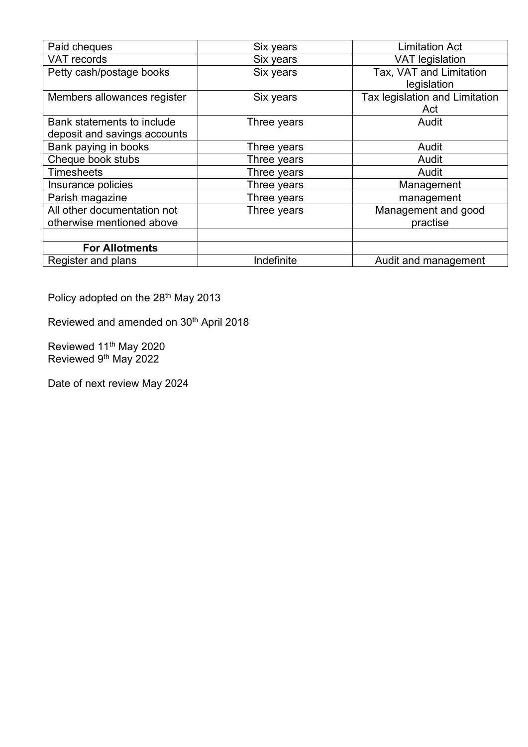| | | |
|---|---|---|
| Paid cheques | Six years | Limitation Act |
| VAT records | Six years | VAT legislation |
| Petty cash/postage books | Six years | Tax, VAT and Limitation legislation |
| Members allowances register | Six years | Tax legislation and Limitation Act |
| Bank statements to include deposit and savings accounts | Three years | Audit |
| Bank paying in books | Three years | Audit |
| Cheque book stubs | Three years | Audit |
| Timesheets | Three years | Audit |
| Insurance policies | Three years | Management |
| Parish magazine | Three years | management |
| All other documentation not otherwise mentioned above | Three years | Management and good practise |
| | | |
| **For Allotments** | | |
| Register and plans | Indefinite | Audit and management |

Policy adopted on the 28th May 2013

Reviewed and amended on 30th April 2018

Reviewed 11th May 2020
Reviewed 9th May 2022

Date of next review May 2024